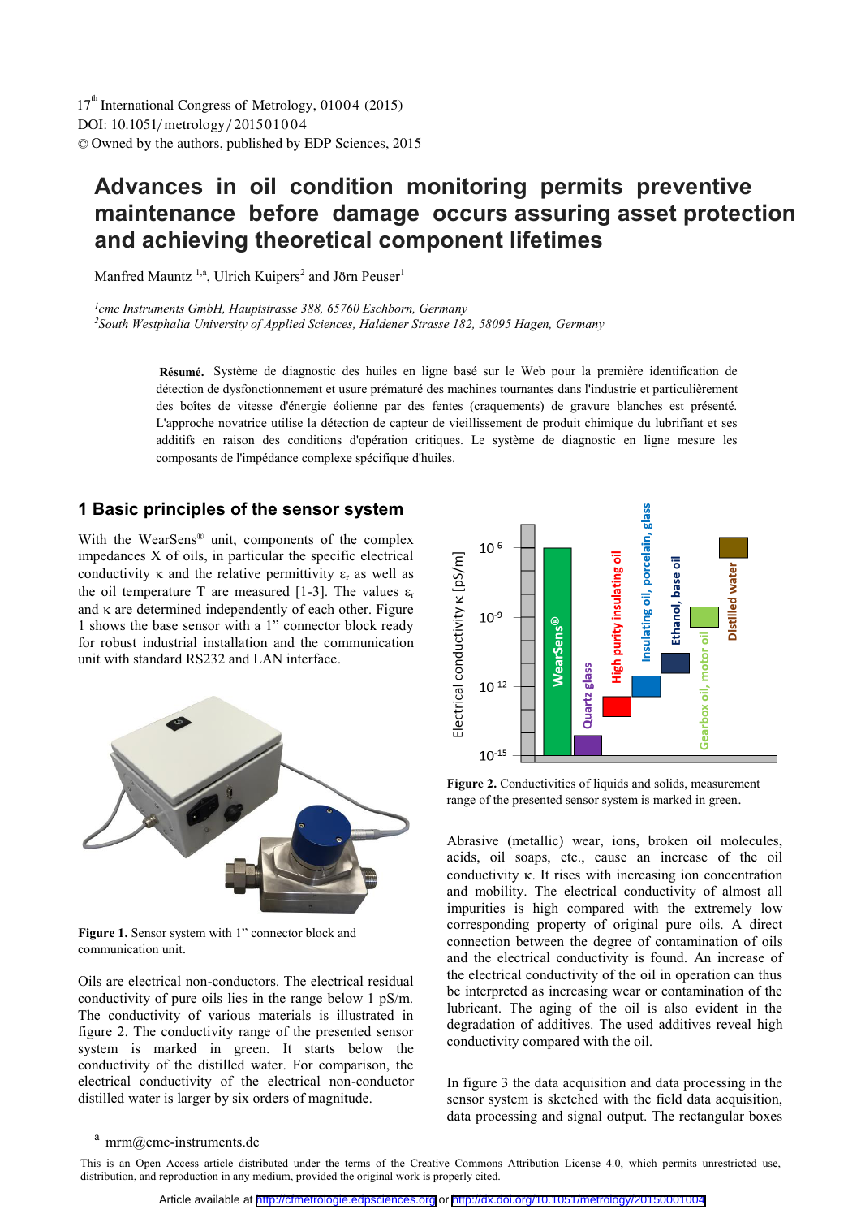17th International Congress of Metrology, 01004 (2015)
DOI: 10.1051/metrology/201501004
© Owned by the authors, published by EDP Sciences, 2015

# Advances in oil condition monitoring permits preventive maintenance before damage occurs assuring asset protection and achieving theoretical component lifetimes

Manfred Mauntz [1,a], Ulrich Kuipers[2] and Jörn Peuser[1]

[1]*cmc Instruments GmbH, Hauptstrasse 388, 65760 Eschborn, Germany*
[2]*South Westphalia University of Applied Sciences, Haldener Strasse 182, 58095 Hagen, Germany*

**Résumé.** Système de diagnostic des huiles en ligne basé sur le Web pour la première identification de détection de dysfonctionnement et usure prématuré des machines tournantes dans l'industrie et particulièrement des boîtes de vitesse d'énergie éolienne par des fentes (craquements) de gravure blanches est présenté. L'approche novatrice utilise la détection de capteur de vieillissement de produit chimique du lubrifiant et ses additifs en raison des conditions d'opération critiques. Le système de diagnostic en ligne mesure les composants de l'impédance complexe spécifique d'huiles.

## 1 Basic principles of the sensor system

With the WearSens® unit, components of the complex impedances X of oils, in particular the specific electrical conductivity κ and the relative permittivity $\varepsilon_r$ as well as the oil temperature T are measured [1-3]. The values $\varepsilon_r$ and κ are determined independently of each other. Figure 1 shows the base sensor with a 1" connector block ready for robust industrial installation and the communication unit with standard RS232 and LAN interface.

**Figure 1.** Sensor system with 1" connector block and communication unit.

Oils are electrical non-conductors. The electrical residual conductivity of pure oils lies in the range below 1 pS/m. The conductivity of various materials is illustrated in figure 2. The conductivity range of the presented sensor system is marked in green. It starts below the conductivity of the distilled water. For comparison, the electrical conductivity of the electrical non-conductor distilled water is larger by six orders of magnitude.

**Figure 2.** Conductivities of liquids and solids, measurement range of the presented sensor system is marked in green.

Abrasive (metallic) wear, ions, broken oil molecules, acids, oil soaps, etc., cause an increase of the oil conductivity κ. It rises with increasing ion concentration and mobility. The electrical conductivity of almost all impurities is high compared with the extremely low corresponding property of original pure oils. A direct connection between the degree of contamination of oils and the electrical conductivity is found. An increase of the electrical conductivity of the oil in operation can thus be interpreted as increasing wear or contamination of the lubricant. The aging of the oil is also evident in the degradation of additives. The used additives reveal high conductivity compared with the oil.

In figure 3 the data acquisition and data processing in the sensor system is sketched with the field data acquisition, data processing and signal output. The rectangular boxes

[a] mrm@cmc-instruments.de

This is an Open Access article distributed under the terms of the Creative Commons Attribution License 4.0, which permits unrestricted use, distribution, and reproduction in any medium, provided the original work is properly cited.

Article available at http://cfmetrologie.edpsciences.org or http://dx.doi.org/10.1051/metrology/20150001004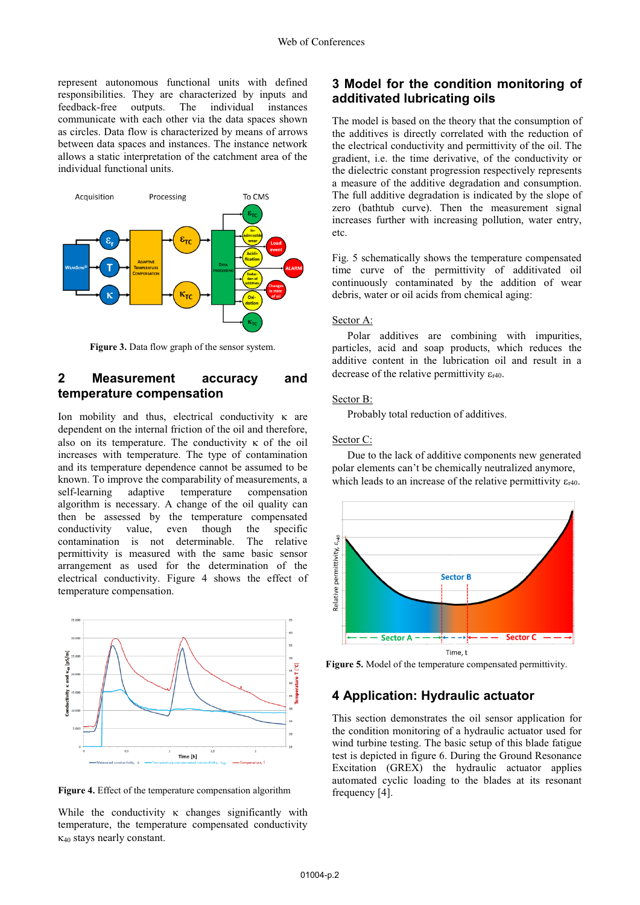represent autonomous functional units with defined responsibilities. They are characterized by inputs and feedback-free outputs. The individual instances communicate with each other via the data spaces shown as circles. Data flow is characterized by means of arrows between data spaces and instances. The instance network allows a static interpretation of the catchment area of the individual functional units.

**Figure 3.** Data flow graph of the sensor system.

## 2 Measurement accuracy and temperature compensation

Ion mobility and thus, electrical conductivity κ are dependent on the internal friction of the oil and therefore, also on its temperature. The conductivity κ of the oil increases with temperature. The type of contamination and its temperature dependence cannot be assumed to be known. To improve the comparability of measurements, a self-learning adaptive temperature compensation algorithm is necessary. A change of the oil quality can then be assessed by the temperature compensated conductivity value, even though the specific contamination is not determinable. The relative permittivity is measured with the same basic sensor arrangement as used for the determination of the electrical conductivity. Figure 4 shows the effect of temperature compensation.

**Figure 4.** Effect of the temperature compensation algorithm

While the conductivity κ changes significantly with temperature, the temperature compensated conductivity $\kappa_{40}$ stays nearly constant.

## 3 Model for the condition monitoring of additivated lubricating oils

The model is based on the theory that the consumption of the additives is directly correlated with the reduction of the electrical conductivity and permittivity of the oil. The gradient, i.e. the time derivative, of the conductivity or the dielectric constant progression respectively represents a measure of the additive degradation and consumption. The full additive degradation is indicated by the slope of zero (bathtub curve). Then the measurement signal increases further with increasing pollution, water entry, etc.

Fig. 5 schematically shows the temperature compensated time curve of the permittivity of additivated oil continuously contaminated by the addition of wear debris, water or oil acids from chemical aging:

Sector A:

Polar additives are combining with impurities, particles, acid and soap products, which reduces the additive content in the lubrication oil and result in a decrease of the relative permittivity $\varepsilon_{r40}$.

Sector B:

Probably total reduction of additives.

Sector C:

Due to the lack of additive components new generated polar elements can't be chemically neutralized anymore, which leads to an increase of the relative permittivity $\varepsilon_{r40}$.

**Figure 5.** Model of the temperature compensated permittivity.

## 4 Application: Hydraulic actuator

This section demonstrates the oil sensor application for the condition monitoring of a hydraulic actuator used for wind turbine testing. The basic setup of this blade fatigue test is depicted in figure 6. During the Ground Resonance Excitation (GREX) the hydraulic actuator applies automated cyclic loading to the blades at its resonant frequency [4].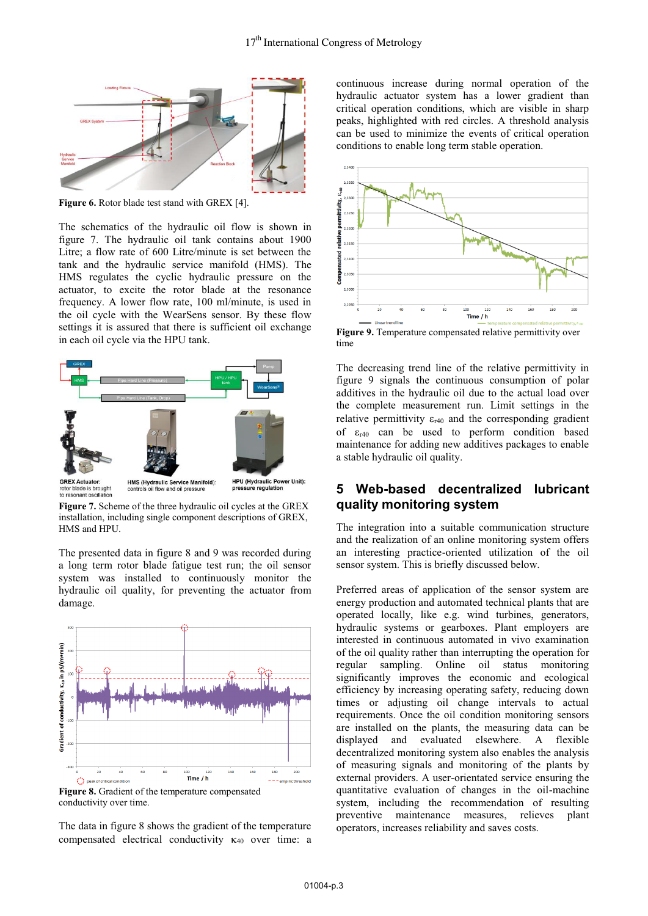Figure 6. Rotor blade test stand with GREX [4].

The schematics of the hydraulic oil flow is shown in figure 7. The hydraulic oil tank contains about 1900 Litre; a flow rate of 600 Litre/minute is set between the tank and the hydraulic service manifold (HMS). The HMS regulates the cyclic hydraulic pressure on the actuator, to excite the rotor blade at the resonance frequency. A lower flow rate, 100 ml/minute, is used in the oil cycle with the WearSens sensor. By these flow settings it is assured that there is sufficient oil exchange in each oil cycle via the HPU tank.

Figure 7. Scheme of the three hydraulic oil cycles at the GREX installation, including single component descriptions of GREX, HMS and HPU.

The presented data in figure 8 and 9 was recorded during a long term rotor blade fatigue test run; the oil sensor system was installed to continuously monitor the hydraulic oil quality, for preventing the actuator from damage.

Figure 8. Gradient of the temperature compensated conductivity over time.

The data in figure 8 shows the gradient of the temperature compensated electrical conductivity $\kappa_{40}$ over time: a continuous increase during normal operation of the hydraulic actuator system has a lower gradient than critical operation conditions, which are visible in sharp peaks, highlighted with red circles. A threshold analysis can be used to minimize the events of critical operation conditions to enable long term stable operation.

Figure 9. Temperature compensated relative permittivity over time

The decreasing trend line of the relative permittivity in figure 9 signals the continuous consumption of polar additives in the hydraulic oil due to the actual load over the complete measurement run. Limit settings in the relative permittivity $\varepsilon_{r40}$ and the corresponding gradient of $\varepsilon_{r40}$ can be used to perform condition based maintenance for adding new additives packages to enable a stable hydraulic oil quality.

## 5 Web-based decentralized lubricant quality monitoring system

The integration into a suitable communication structure and the realization of an online monitoring system offers an interesting practice-oriented utilization of the oil sensor system. This is briefly discussed below.

Preferred areas of application of the sensor system are energy production and automated technical plants that are operated locally, like e.g. wind turbines, generators, hydraulic systems or gearboxes. Plant employers are interested in continuous automated in vivo examination of the oil quality rather than interrupting the operation for regular sampling. Online oil status monitoring significantly improves the economic and ecological efficiency by increasing operating safety, reducing down times or adjusting oil change intervals to actual requirements. Once the oil condition monitoring sensors are installed on the plants, the measuring data can be displayed and evaluated elsewhere. A flexible decentralized monitoring system also enables the analysis of measuring signals and monitoring of the plants by external providers. A user-orientated service ensuring the quantitative evaluation of changes in the oil-machine system, including the recommendation of resulting preventive maintenance measures, relieves plant operators, increases reliability and saves costs.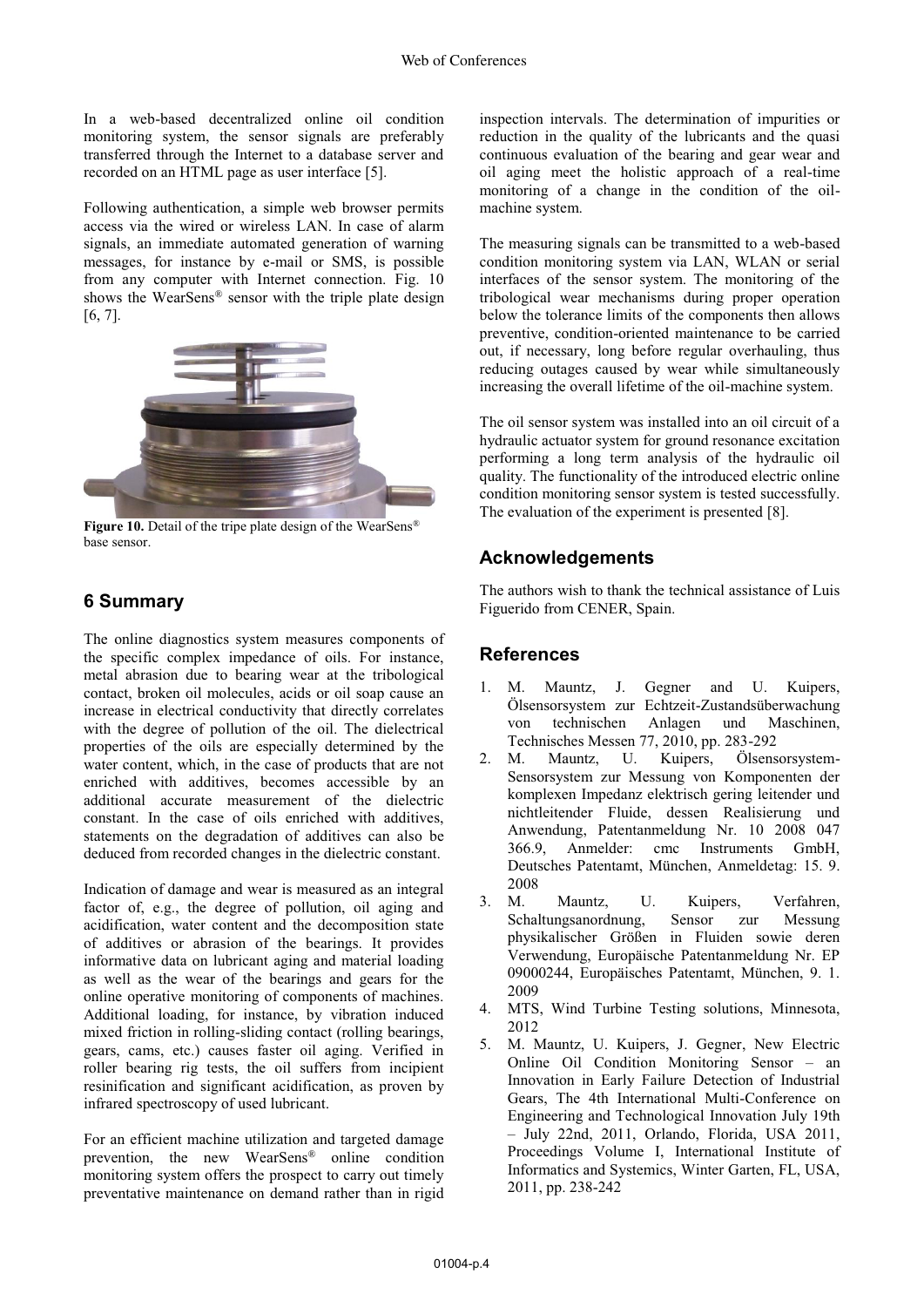In a web-based decentralized online oil condition monitoring system, the sensor signals are preferably transferred through the Internet to a database server and recorded on an HTML page as user interface [5].

Following authentication, a simple web browser permits access via the wired or wireless LAN. In case of alarm signals, an immediate automated generation of warning messages, for instance by e-mail or SMS, is possible from any computer with Internet connection. Fig. 10 shows the WearSens® sensor with the triple plate design [6, 7].

**Figure 10.** Detail of the tripe plate design of the WearSens® base sensor.

## 6 Summary

The online diagnostics system measures components of the specific complex impedance of oils. For instance, metal abrasion due to bearing wear at the tribological contact, broken oil molecules, acids or oil soap cause an increase in electrical conductivity that directly correlates with the degree of pollution of the oil. The dielectrical properties of the oils are especially determined by the water content, which, in the case of products that are not enriched with additives, becomes accessible by an additional accurate measurement of the dielectric constant. In the case of oils enriched with additives, statements on the degradation of additives can also be deduced from recorded changes in the dielectric constant.

Indication of damage and wear is measured as an integral factor of, e.g., the degree of pollution, oil aging and acidification, water content and the decomposition state of additives or abrasion of the bearings. It provides informative data on lubricant aging and material loading as well as the wear of the bearings and gears for the online operative monitoring of components of machines. Additional loading, for instance, by vibration induced mixed friction in rolling-sliding contact (rolling bearings, gears, cams, etc.) causes faster oil aging. Verified in roller bearing rig tests, the oil suffers from incipient resinification and significant acidification, as proven by infrared spectroscopy of used lubricant.

For an efficient machine utilization and targeted damage prevention, the new WearSens® online condition monitoring system offers the prospect to carry out timely preventative maintenance on demand rather than in rigid inspection intervals. The determination of impurities or reduction in the quality of the lubricants and the quasi continuous evaluation of the bearing and gear wear and oil aging meet the holistic approach of a real-time monitoring of a change in the condition of the oil-machine system.

The measuring signals can be transmitted to a web-based condition monitoring system via LAN, WLAN or serial interfaces of the sensor system. The monitoring of the tribological wear mechanisms during proper operation below the tolerance limits of the components then allows preventive, condition-oriented maintenance to be carried out, if necessary, long before regular overhauling, thus reducing outages caused by wear while simultaneously increasing the overall lifetime of the oil-machine system.

The oil sensor system was installed into an oil circuit of a hydraulic actuator system for ground resonance excitation performing a long term analysis of the hydraulic oil quality. The functionality of the introduced electric online condition monitoring sensor system is tested successfully. The evaluation of the experiment is presented [8].

## Acknowledgements

The authors wish to thank the technical assistance of Luis Figuerido from CENER, Spain.

## References

1. M. Mauntz, J. Gegner and U. Kuipers, Ölsensorsystem zur Echtzeit-Zustandsüberwachung von technischen Anlagen und Maschinen, Technisches Messen 77, 2010, pp. 283-292
2. M. Mauntz, U. Kuipers, Ölsensorsystem-Sensorsystem zur Messung von Komponenten der komplexen Impedanz elektrisch gering leitender und nichtleitender Fluide, dessen Realisierung und Anwendung, Patentanmeldung Nr. 10 2008 047 366.9, Anmelder: cmc Instruments GmbH, Deutsches Patentamt, München, Anmeldetag: 15. 9. 2008
3. M. Mauntz, U. Kuipers, Verfahren, Schaltungsanordnung, Sensor zur Messung physikalischer Größen in Fluiden sowie deren Verwendung, Europäische Patentanmeldung Nr. EP 09000244, Europäisches Patentamt, München, 9. 1. 2009
4. MTS, Wind Turbine Testing solutions, Minnesota, 2012
5. M. Mauntz, U. Kuipers, J. Gegner, New Electric Online Oil Condition Monitoring Sensor – an Innovation in Early Failure Detection of Industrial Gears, The 4th International Multi-Conference on Engineering and Technological Innovation July 19th – July 22nd, 2011, Orlando, Florida, USA 2011, Proceedings Volume I, International Institute of Informatics and Systemics, Winter Garten, FL, USA, 2011, pp. 238-242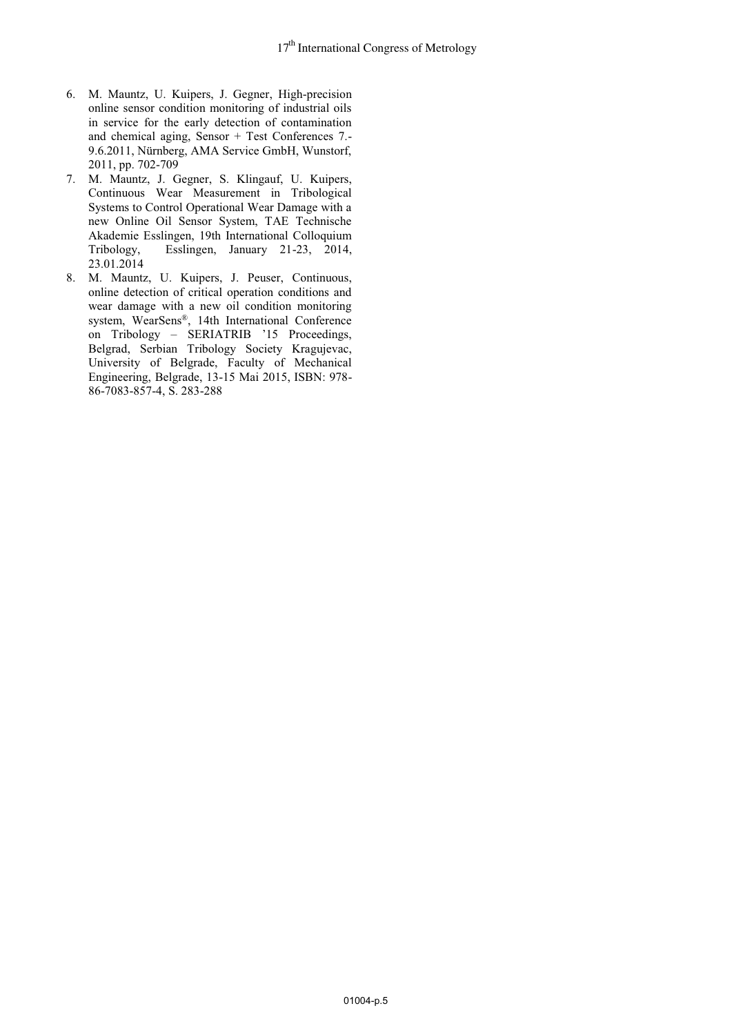6. M. Mauntz, U. Kuipers, J. Gegner, High-precision online sensor condition monitoring of industrial oils in service for the early detection of contamination and chemical aging, Sensor + Test Conferences 7.-9.6.2011, Nürnberg, AMA Service GmbH, Wunstorf, 2011, pp. 702-709
7. M. Mauntz, J. Gegner, S. Klingauf, U. Kuipers, Continuous Wear Measurement in Tribological Systems to Control Operational Wear Damage with a new Online Oil Sensor System, TAE Technische Akademie Esslingen, 19th International Colloquium Tribology, Esslingen, January 21-23, 2014, 23.01.2014
8. M. Mauntz, U. Kuipers, J. Peuser, Continuous, online detection of critical operation conditions and wear damage with a new oil condition monitoring system, WearSens®, 14th International Conference on Tribology – SERIATRIB '15 Proceedings, Belgrad, Serbian Tribology Society Kragujevac, University of Belgrade, Faculty of Mechanical Engineering, Belgrade, 13-15 Mai 2015, ISBN: 978-86-7083-857-4, S. 283-288